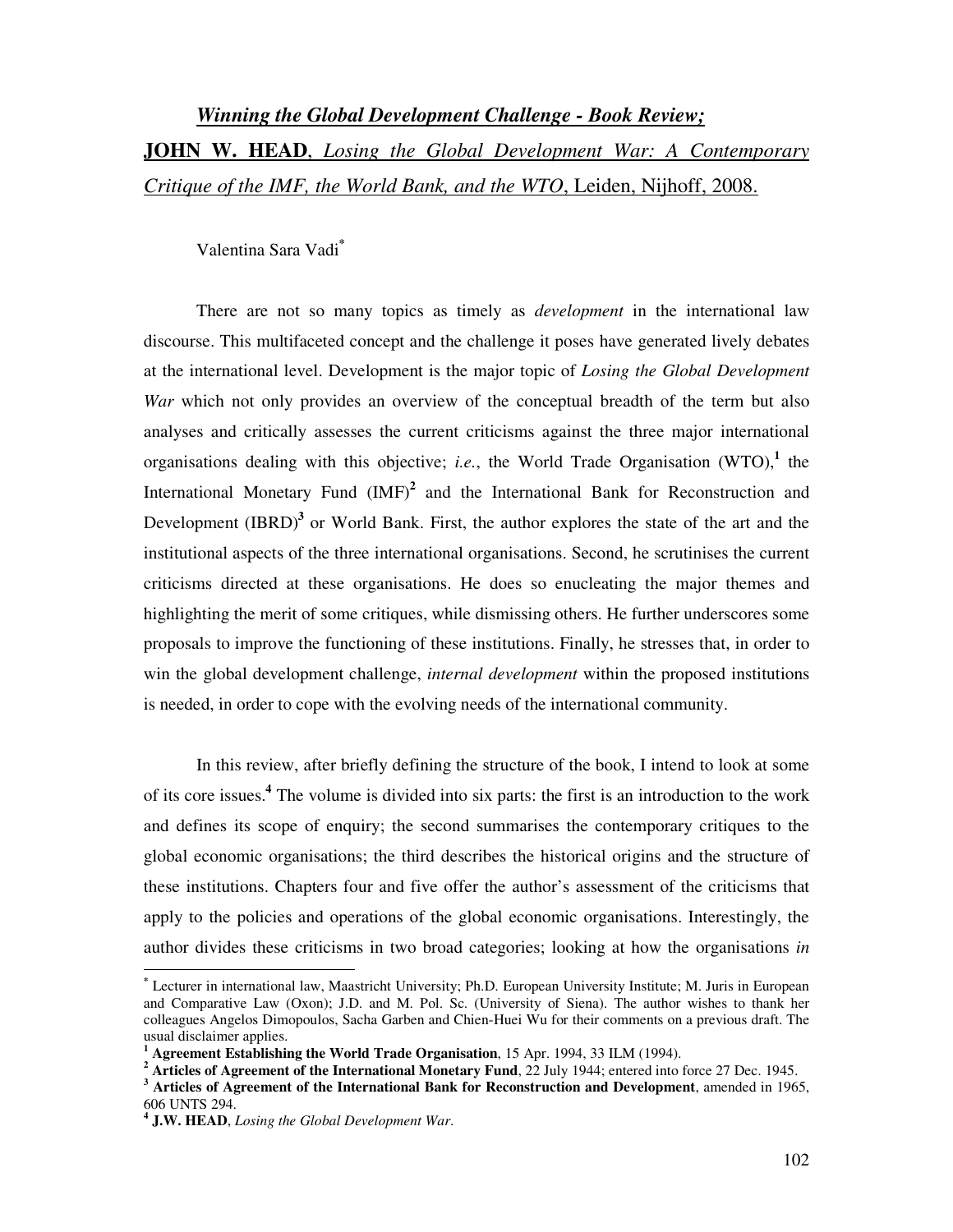# ***Winning the Global Development Challenge - Book Review;***

**JOHN W. HEAD**, *Losing the Global Development War: A Contemporary Critique of the IMF, the World Bank, and the WTO*, Leiden, Nijhoff, 2008.

Valentina Sara Vadi[*]

There are not so many topics as timely as *development* in the international law discourse. This multifaceted concept and the challenge it poses have generated lively debates at the international level. Development is the major topic of *Losing the Global Development War* which not only provides an overview of the conceptual breadth of the term but also analyses and critically assesses the current criticisms against the three major international organisations dealing with this objective; *i.e.*, the World Trade Organisation (WTO),[1] the International Monetary Fund (IMF)[2] and the International Bank for Reconstruction and Development (IBRD)[3] or World Bank. First, the author explores the state of the art and the institutional aspects of the three international organisations. Second, he scrutinises the current criticisms directed at these organisations. He does so enucleating the major themes and highlighting the merit of some critiques, while dismissing others. He further underscores some proposals to improve the functioning of these institutions. Finally, he stresses that, in order to win the global development challenge, *internal development* within the proposed institutions is needed, in order to cope with the evolving needs of the international community.

In this review, after briefly defining the structure of the book, I intend to look at some of its core issues.[4] The volume is divided into six parts: the first is an introduction to the work and defines its scope of enquiry; the second summarises the contemporary critiques to the global economic organisations; the third describes the historical origins and the structure of these institutions. Chapters four and five offer the author's assessment of the criticisms that apply to the policies and operations of the global economic organisations. Interestingly, the author divides these criticisms in two broad categories; looking at how the organisations *in*

---

[*] Lecturer in international law, Maastricht University; Ph.D. European University Institute; M. Juris in European and Comparative Law (Oxon); J.D. and M. Pol. Sc. (University of Siena). The author wishes to thank her colleagues Angelos Dimopoulos, Sacha Garben and Chien-Huei Wu for their comments on a previous draft. The usual disclaimer applies.

[1] **Agreement Establishing the World Trade Organisation**, 15 Apr. 1994, 33 ILM (1994).

[2] **Articles of Agreement of the International Monetary Fund**, 22 July 1944; entered into force 27 Dec. 1945.

[3] **Articles of Agreement of the International Bank for Reconstruction and Development**, amended in 1965, 606 UNTS 294.

[4] **J.W. HEAD**, *Losing the Global Development War*.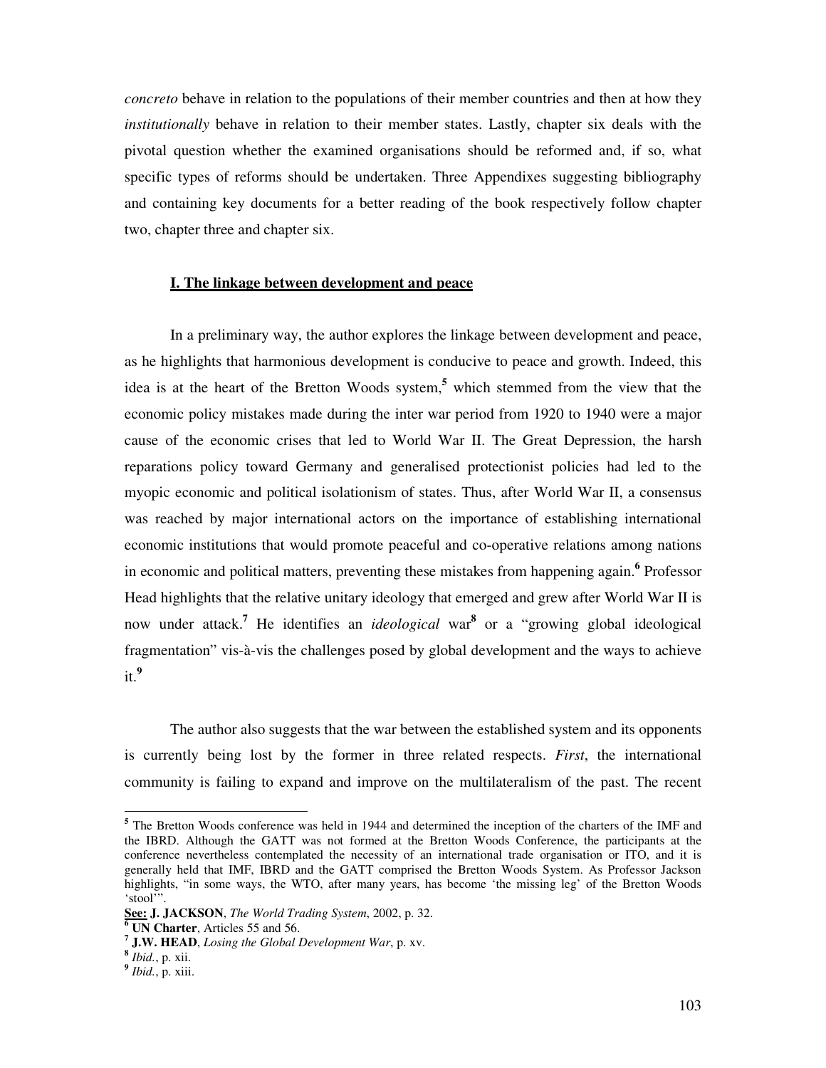*concreto* behave in relation to the populations of their member countries and then at how they *institutionally* behave in relation to their member states. Lastly, chapter six deals with the pivotal question whether the examined organisations should be reformed and, if so, what specific types of reforms should be undertaken. Three Appendixes suggesting bibliography and containing key documents for a better reading of the book respectively follow chapter two, chapter three and chapter six.

## I. The linkage between development and peace

In a preliminary way, the author explores the linkage between development and peace, as he highlights that harmonious development is conducive to peace and growth. Indeed, this idea is at the heart of the Bretton Woods system,[5] which stemmed from the view that the economic policy mistakes made during the inter war period from 1920 to 1940 were a major cause of the economic crises that led to World War II. The Great Depression, the harsh reparations policy toward Germany and generalised protectionist policies had led to the myopic economic and political isolationism of states. Thus, after World War II, a consensus was reached by major international actors on the importance of establishing international economic institutions that would promote peaceful and co-operative relations among nations in economic and political matters, preventing these mistakes from happening again.[6] Professor Head highlights that the relative unitary ideology that emerged and grew after World War II is now under attack.[7] He identifies an *ideological* war[8] or a "growing global ideological fragmentation" vis-à-vis the challenges posed by global development and the ways to achieve it.[9]

The author also suggests that the war between the established system and its opponents is currently being lost by the former in three related respects. *First*, the international community is failing to expand and improve on the multilateralism of the past. The recent

---

[5] The Bretton Woods conference was held in 1944 and determined the inception of the charters of the IMF and the IBRD. Although the GATT was not formed at the Bretton Woods Conference, the participants at the conference nevertheless contemplated the necessity of an international trade organisation or ITO, and it is generally held that IMF, IBRD and the GATT comprised the Bretton Woods System. As Professor Jackson highlights, "in some ways, the WTO, after many years, has become 'the missing leg' of the Bretton Woods 'stool'".
**See:** **J. JACKSON**, *The World Trading System*, 2002, p. 32.

[6] **UN Charter**, Articles 55 and 56.

[7] **J.W. HEAD**, *Losing the Global Development War*, p. xv.

[8] *Ibid.*, p. xii.

[9] *Ibid.*, p. xiii.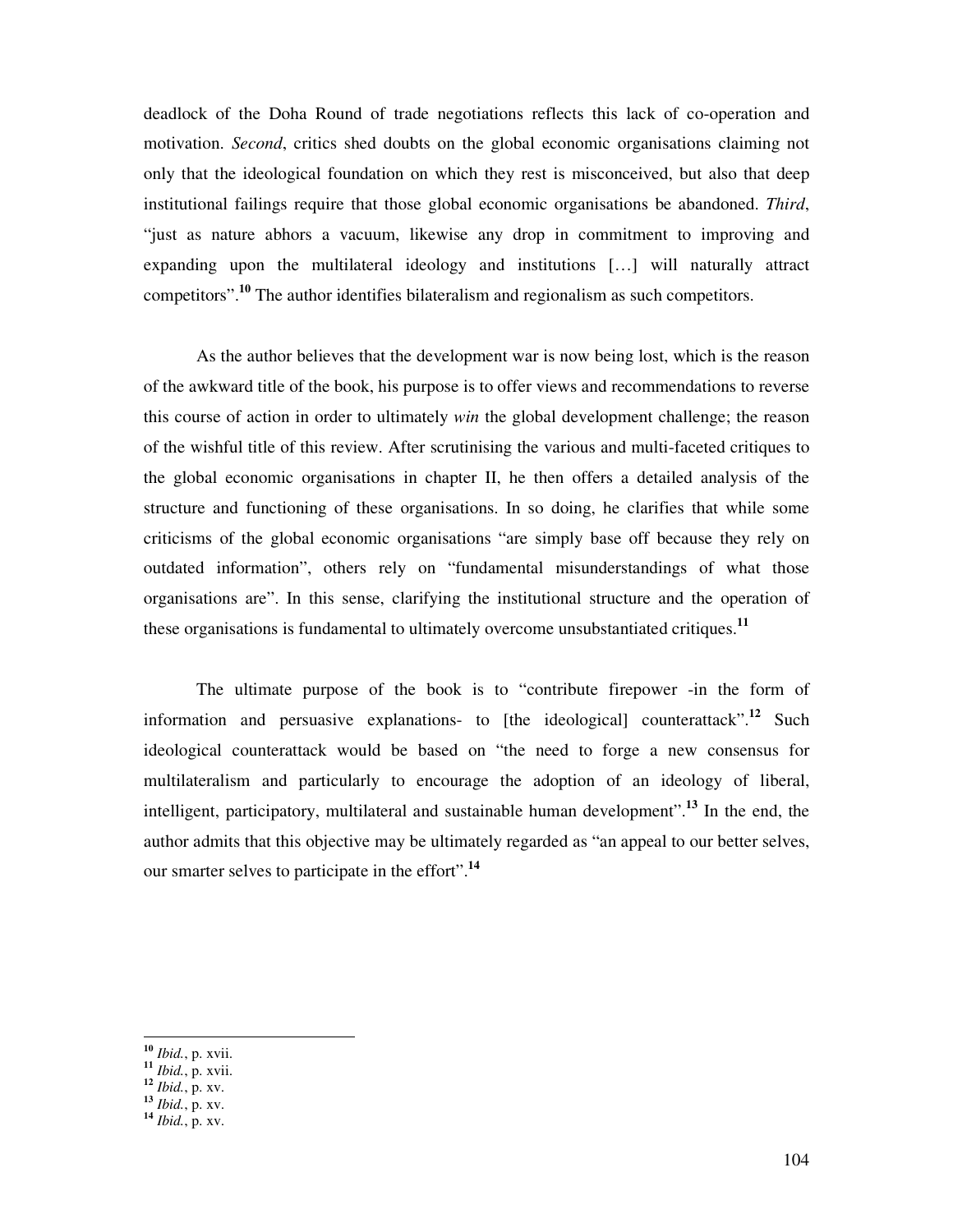deadlock of the Doha Round of trade negotiations reflects this lack of co-operation and motivation. *Second*, critics shed doubts on the global economic organisations claiming not only that the ideological foundation on which they rest is misconceived, but also that deep institutional failings require that those global economic organisations be abandoned. *Third*, "just as nature abhors a vacuum, likewise any drop in commitment to improving and expanding upon the multilateral ideology and institutions […] will naturally attract competitors".[10] The author identifies bilateralism and regionalism as such competitors.

As the author believes that the development war is now being lost, which is the reason of the awkward title of the book, his purpose is to offer views and recommendations to reverse this course of action in order to ultimately *win* the global development challenge; the reason of the wishful title of this review. After scrutinising the various and multi-faceted critiques to the global economic organisations in chapter II, he then offers a detailed analysis of the structure and functioning of these organisations. In so doing, he clarifies that while some criticisms of the global economic organisations "are simply base off because they rely on outdated information", others rely on "fundamental misunderstandings of what those organisations are". In this sense, clarifying the institutional structure and the operation of these organisations is fundamental to ultimately overcome unsubstantiated critiques.[11]

The ultimate purpose of the book is to "contribute firepower -in the form of information and persuasive explanations- to [the ideological] counterattack".[12] Such ideological counterattack would be based on "the need to forge a new consensus for multilateralism and particularly to encourage the adoption of an ideology of liberal, intelligent, participatory, multilateral and sustainable human development".[13] In the end, the author admits that this objective may be ultimately regarded as "an appeal to our better selves, our smarter selves to participate in the effort".[14]

---

[10] *Ibid.*, p. xvii.
[11] *Ibid.*, p. xvii.
[12] *Ibid.*, p. xv.
[13] *Ibid.*, p. xv.
[14] *Ibid.*, p. xv.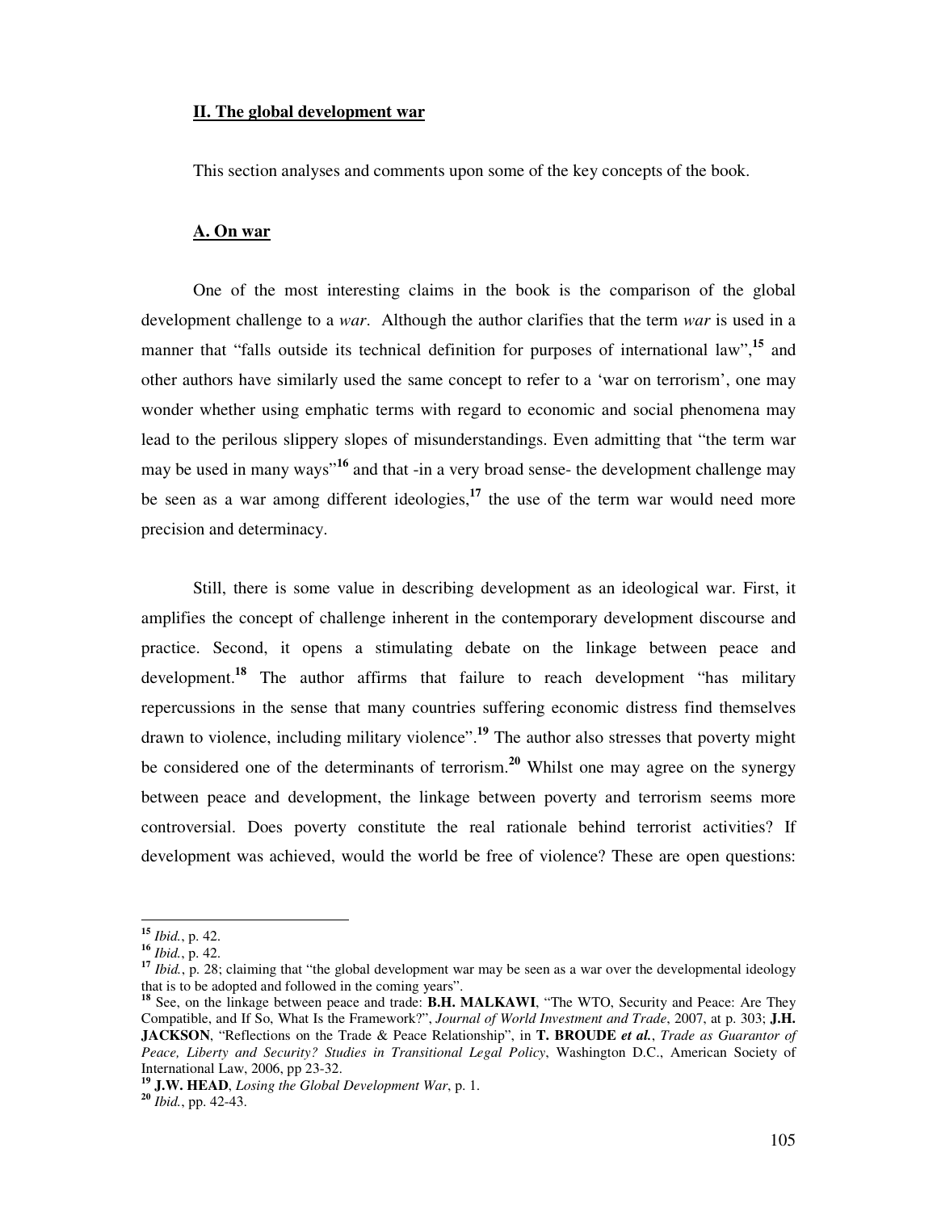## II. The global development war

This section analyses and comments upon some of the key concepts of the book.

### A. On war

One of the most interesting claims in the book is the comparison of the global development challenge to a *war*. Although the author clarifies that the term *war* is used in a manner that "falls outside its technical definition for purposes of international law",[15] and other authors have similarly used the same concept to refer to a 'war on terrorism', one may wonder whether using emphatic terms with regard to economic and social phenomena may lead to the perilous slippery slopes of misunderstandings. Even admitting that "the term war may be used in many ways"[16] and that -in a very broad sense- the development challenge may be seen as a war among different ideologies,[17] the use of the term war would need more precision and determinacy.

Still, there is some value in describing development as an ideological war. First, it amplifies the concept of challenge inherent in the contemporary development discourse and practice. Second, it opens a stimulating debate on the linkage between peace and development.[18] The author affirms that failure to reach development "has military repercussions in the sense that many countries suffering economic distress find themselves drawn to violence, including military violence".[19] The author also stresses that poverty might be considered one of the determinants of terrorism.[20] Whilst one may agree on the synergy between peace and development, the linkage between poverty and terrorism seems more controversial. Does poverty constitute the real rationale behind terrorist activities? If development was achieved, would the world be free of violence? These are open questions:

---

[15] *Ibid.*, p. 42.

[16] *Ibid.*, p. 42.

[17] *Ibid.*, p. 28; claiming that "the global development war may be seen as a war over the developmental ideology that is to be adopted and followed in the coming years".

[18] See, on the linkage between peace and trade: **B.H. MALKAWI**, "The WTO, Security and Peace: Are They Compatible, and If So, What Is the Framework?", *Journal of World Investment and Trade*, 2007, at p. 303; **J.H. JACKSON**, "Reflections on the Trade & Peace Relationship", in **T. BROUDE *et al.***, *Trade as Guarantor of Peace, Liberty and Security? Studies in Transitional Legal Policy*, Washington D.C., American Society of International Law, 2006, pp 23-32.

[19] **J.W. HEAD**, *Losing the Global Development War*, p. 1.

[20] *Ibid.*, pp. 42-43.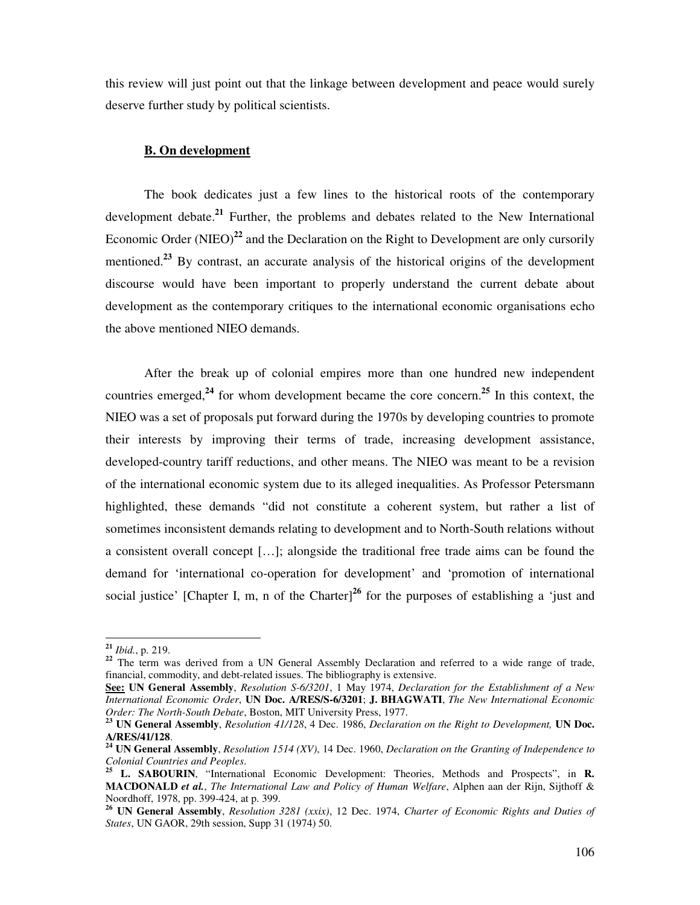this review will just point out that the linkage between development and peace would surely deserve further study by political scientists.

### B. On development

The book dedicates just a few lines to the historical roots of the contemporary development debate.[21] Further, the problems and debates related to the New International Economic Order (NIEO)[22] and the Declaration on the Right to Development are only cursorily mentioned.[23] By contrast, an accurate analysis of the historical origins of the development discourse would have been important to properly understand the current debate about development as the contemporary critiques to the international economic organisations echo the above mentioned NIEO demands.

After the break up of colonial empires more than one hundred new independent countries emerged,[24] for whom development became the core concern.[25] In this context, the NIEO was a set of proposals put forward during the 1970s by developing countries to promote their interests by improving their terms of trade, increasing development assistance, developed-country tariff reductions, and other means. The NIEO was meant to be a revision of the international economic system due to its alleged inequalities. As Professor Petersmann highlighted, these demands "did not constitute a coherent system, but rather a list of sometimes inconsistent demands relating to development and to North-South relations without a consistent overall concept […]; alongside the traditional free trade aims can be found the demand for 'international co-operation for development' and 'promotion of international social justice' [Chapter I, m, n of the Charter][26] for the purposes of establishing a 'just and

---

[21] *Ibid.*, p. 219.

[22] The term was derived from a UN General Assembly Declaration and referred to a wide range of trade, financial, commodity, and debt-related issues. The bibliography is extensive.
**See:** **UN General Assembly**, *Resolution S-6/3201*, 1 May 1974, *Declaration for the Establishment of a New International Economic Order*, **UN Doc. A/RES/S-6/3201**; **J. BHAGWATI**, *The New International Economic Order: The North-South Debate*, Boston, MIT University Press, 1977.

[23] **UN General Assembly**, *Resolution 41/128*, 4 Dec. 1986, *Declaration on the Right to Development,* **UN Doc. A/RES/41/128**.

[24] **UN General Assembly**, *Resolution 1514 (XV)*, 14 Dec. 1960, *Declaration on the Granting of Independence to Colonial Countries and Peoples.*

[25] **L. SABOURIN**, "International Economic Development: Theories, Methods and Prospects", in **R. MACDONALD** ***et al.***, *The International Law and Policy of Human Welfare*, Alphen aan der Rijn, Sijthoff & Noordhoff, 1978, pp. 399-424, at p. 399.

[26] **UN General Assembly**, *Resolution 3281 (xxix)*, 12 Dec. 1974, *Charter of Economic Rights and Duties of States*, UN GAOR, 29th session, Supp 31 (1974) 50.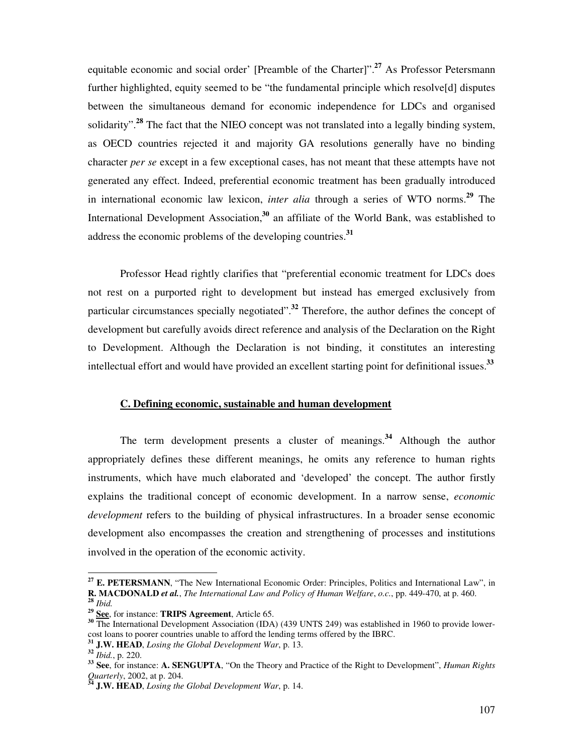equitable economic and social order' [Preamble of the Charter]".[27] As Professor Petersmann further highlighted, equity seemed to be "the fundamental principle which resolve[d] disputes between the simultaneous demand for economic independence for LDCs and organised solidarity".[28] The fact that the NIEO concept was not translated into a legally binding system, as OECD countries rejected it and majority GA resolutions generally have no binding character *per se* except in a few exceptional cases, has not meant that these attempts have not generated any effect. Indeed, preferential economic treatment has been gradually introduced in international economic law lexicon, *inter alia* through a series of WTO norms.[29] The International Development Association,[30] an affiliate of the World Bank, was established to address the economic problems of the developing countries.[31]

Professor Head rightly clarifies that "preferential economic treatment for LDCs does not rest on a purported right to development but instead has emerged exclusively from particular circumstances specially negotiated".[32] Therefore, the author defines the concept of development but carefully avoids direct reference and analysis of the Declaration on the Right to Development. Although the Declaration is not binding, it constitutes an interesting intellectual effort and would have provided an excellent starting point for definitional issues.[33]

### C. Defining economic, sustainable and human development

The term development presents a cluster of meanings.[34] Although the author appropriately defines these different meanings, he omits any reference to human rights instruments, which have much elaborated and 'developed' the concept. The author firstly explains the traditional concept of economic development. In a narrow sense, *economic development* refers to the building of physical infrastructures. In a broader sense economic development also encompasses the creation and strengthening of processes and institutions involved in the operation of the economic activity.

---

[27] **E. PETERSMANN**, "The New International Economic Order: Principles, Politics and International Law", in **R. MACDONALD** ***et al.***, *The International Law and Policy of Human Welfare*, *o.c.*, pp. 449-470, at p. 460.

[28] *Ibid.*

[29] **See**, for instance: **TRIPS Agreement**, Article 65.

[30] The International Development Association (IDA) (439 UNTS 249) was established in 1960 to provide lower-cost loans to poorer countries unable to afford the lending terms offered by the IBRC.

[31] **J.W. HEAD**, *Losing the Global Development War*, p. 13.

[32] *Ibid.*, p. 220.

[33] **See**, for instance: **A. SENGUPTA**, "On the Theory and Practice of the Right to Development", *Human Rights Quarterly*, 2002, at p. 204.

[34] **J.W. HEAD**, *Losing the Global Development War*, p. 14.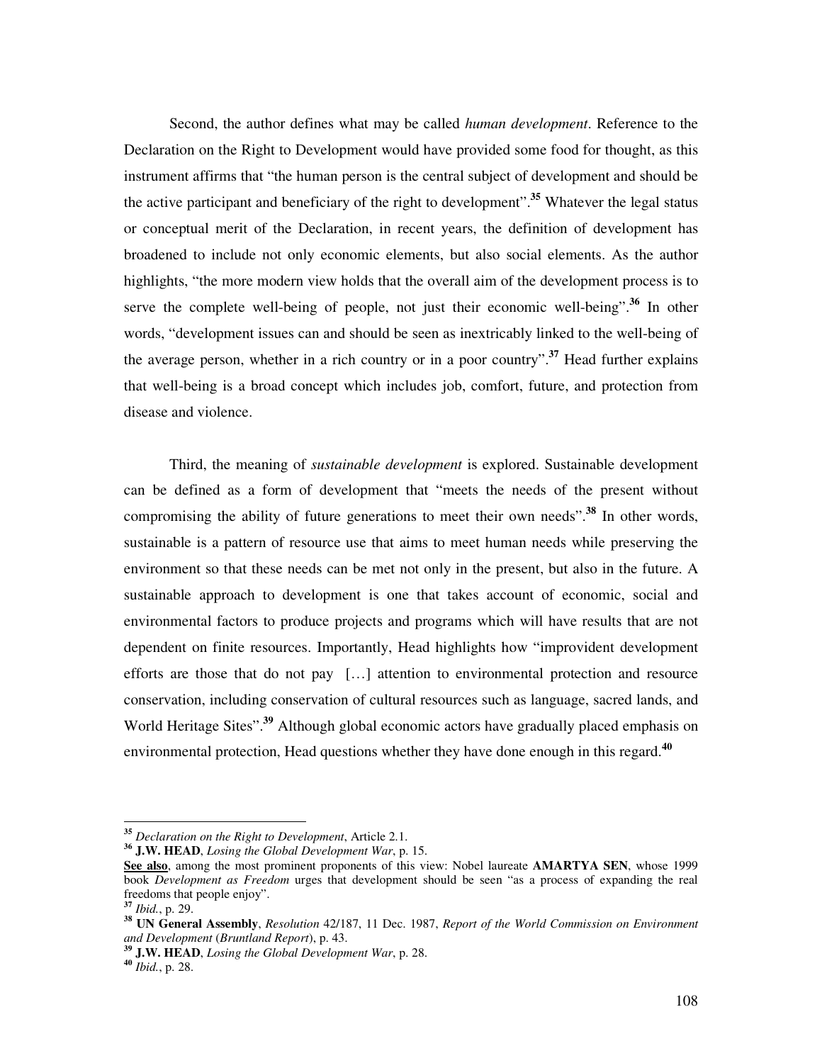Second, the author defines what may be called *human development*. Reference to the Declaration on the Right to Development would have provided some food for thought, as this instrument affirms that "the human person is the central subject of development and should be the active participant and beneficiary of the right to development".[35] Whatever the legal status or conceptual merit of the Declaration, in recent years, the definition of development has broadened to include not only economic elements, but also social elements. As the author highlights, "the more modern view holds that the overall aim of the development process is to serve the complete well-being of people, not just their economic well-being".[36] In other words, "development issues can and should be seen as inextricably linked to the well-being of the average person, whether in a rich country or in a poor country".[37] Head further explains that well-being is a broad concept which includes job, comfort, future, and protection from disease and violence.

Third, the meaning of *sustainable development* is explored. Sustainable development can be defined as a form of development that "meets the needs of the present without compromising the ability of future generations to meet their own needs".[38] In other words, sustainable is a pattern of resource use that aims to meet human needs while preserving the environment so that these needs can be met not only in the present, but also in the future. A sustainable approach to development is one that takes account of economic, social and environmental factors to produce projects and programs which will have results that are not dependent on finite resources. Importantly, Head highlights how "improvident development efforts are those that do not pay […] attention to environmental protection and resource conservation, including conservation of cultural resources such as language, sacred lands, and World Heritage Sites".[39] Although global economic actors have gradually placed emphasis on environmental protection, Head questions whether they have done enough in this regard.[40]

---

[35] *Declaration on the Right to Development*, Article 2.1.

[36] **J.W. HEAD**, *Losing the Global Development War*, p. 15.

**See also**, among the most prominent proponents of this view: Nobel laureate **AMARTYA SEN**, whose 1999 book *Development as Freedom* urges that development should be seen "as a process of expanding the real freedoms that people enjoy".

[37] *Ibid.*, p. 29.

[38] **UN General Assembly**, *Resolution* 42/187, 11 Dec. 1987, *Report of the World Commission on Environment and Development* (*Bruntland Report*), p. 43.

[39] **J.W. HEAD**, *Losing the Global Development War*, p. 28.

[40] *Ibid.*, p. 28.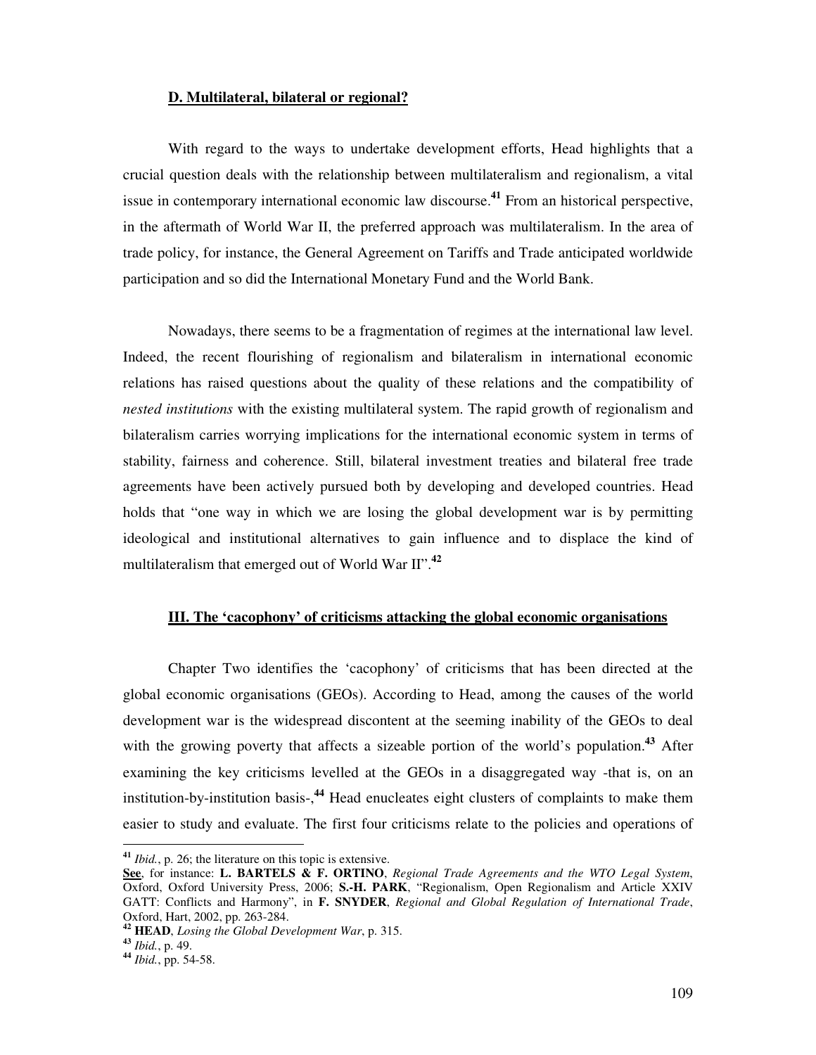### D. Multilateral, bilateral or regional?

With regard to the ways to undertake development efforts, Head highlights that a crucial question deals with the relationship between multilateralism and regionalism, a vital issue in contemporary international economic law discourse.[41] From an historical perspective, in the aftermath of World War II, the preferred approach was multilateralism. In the area of trade policy, for instance, the General Agreement on Tariffs and Trade anticipated worldwide participation and so did the International Monetary Fund and the World Bank.

Nowadays, there seems to be a fragmentation of regimes at the international law level. Indeed, the recent flourishing of regionalism and bilateralism in international economic relations has raised questions about the quality of these relations and the compatibility of *nested institutions* with the existing multilateral system. The rapid growth of regionalism and bilateralism carries worrying implications for the international economic system in terms of stability, fairness and coherence. Still, bilateral investment treaties and bilateral free trade agreements have been actively pursued both by developing and developed countries. Head holds that "one way in which we are losing the global development war is by permitting ideological and institutional alternatives to gain influence and to displace the kind of multilateralism that emerged out of World War II".[42]

## III. The 'cacophony' of criticisms attacking the global economic organisations

Chapter Two identifies the 'cacophony' of criticisms that has been directed at the global economic organisations (GEOs). According to Head, among the causes of the world development war is the widespread discontent at the seeming inability of the GEOs to deal with the growing poverty that affects a sizeable portion of the world's population.[43] After examining the key criticisms levelled at the GEOs in a disaggregated way -that is, on an institution-by-institution basis-,[44] Head enucleates eight clusters of complaints to make them easier to study and evaluate. The first four criticisms relate to the policies and operations of

---

[41] *Ibid.*, p. 26; the literature on this topic is extensive.
**See**, for instance: **L. BARTELS & F. ORTINO**, *Regional Trade Agreements and the WTO Legal System*, Oxford, Oxford University Press, 2006; **S.-H. PARK**, "Regionalism, Open Regionalism and Article XXIV GATT: Conflicts and Harmony", in **F. SNYDER**, *Regional and Global Regulation of International Trade*, Oxford, Hart, 2002, pp. 263-284.

[42] **HEAD**, *Losing the Global Development War*, p. 315.

[43] *Ibid.*, p. 49.

[44] *Ibid.*, pp. 54-58.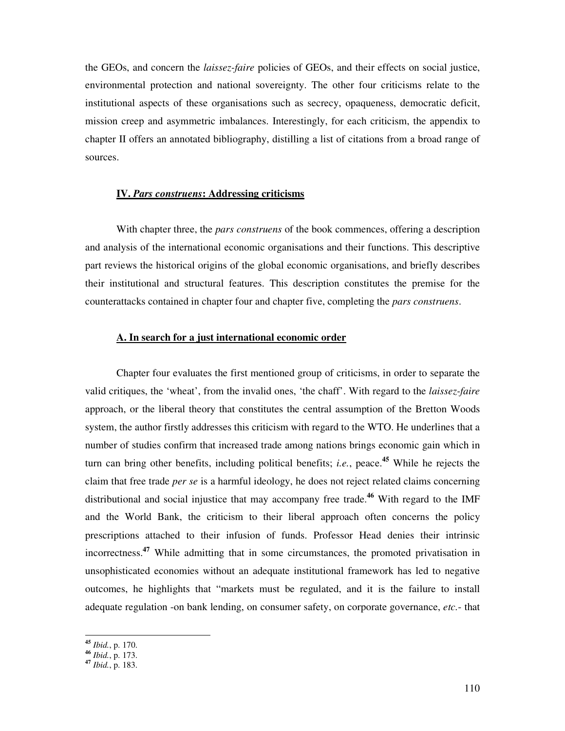the GEOs, and concern the *laissez-faire* policies of GEOs, and their effects on social justice, environmental protection and national sovereignty. The other four criticisms relate to the institutional aspects of these organisations such as secrecy, opaqueness, democratic deficit, mission creep and asymmetric imbalances. Interestingly, for each criticism, the appendix to chapter II offers an annotated bibliography, distilling a list of citations from a broad range of sources.

### **IV. *Pars construens*: Addressing criticisms**

With chapter three, the *pars construens* of the book commences, offering a description and analysis of the international economic organisations and their functions. This descriptive part reviews the historical origins of the global economic organisations, and briefly describes their institutional and structural features. This description constitutes the premise for the counterattacks contained in chapter four and chapter five, completing the *pars construens*.

#### **A. In search for a just international economic order**

Chapter four evaluates the first mentioned group of criticisms, in order to separate the valid critiques, the 'wheat', from the invalid ones, 'the chaff'. With regard to the *laissez-faire* approach, or the liberal theory that constitutes the central assumption of the Bretton Woods system, the author firstly addresses this criticism with regard to the WTO. He underlines that a number of studies confirm that increased trade among nations brings economic gain which in turn can bring other benefits, including political benefits; *i.e.*, peace.[45] While he rejects the claim that free trade *per se* is a harmful ideology, he does not reject related claims concerning distributional and social injustice that may accompany free trade.[46] With regard to the IMF and the World Bank, the criticism to their liberal approach often concerns the policy prescriptions attached to their infusion of funds. Professor Head denies their intrinsic incorrectness.[47] While admitting that in some circumstances, the promoted privatisation in unsophisticated economies without an adequate institutional framework has led to negative outcomes, he highlights that "markets must be regulated, and it is the failure to install adequate regulation -on bank lending, on consumer safety, on corporate governance, *etc.*- that

---

[45] *Ibid.*, p. 170.
[46] *Ibid.*, p. 173.
[47] *Ibid.*, p. 183.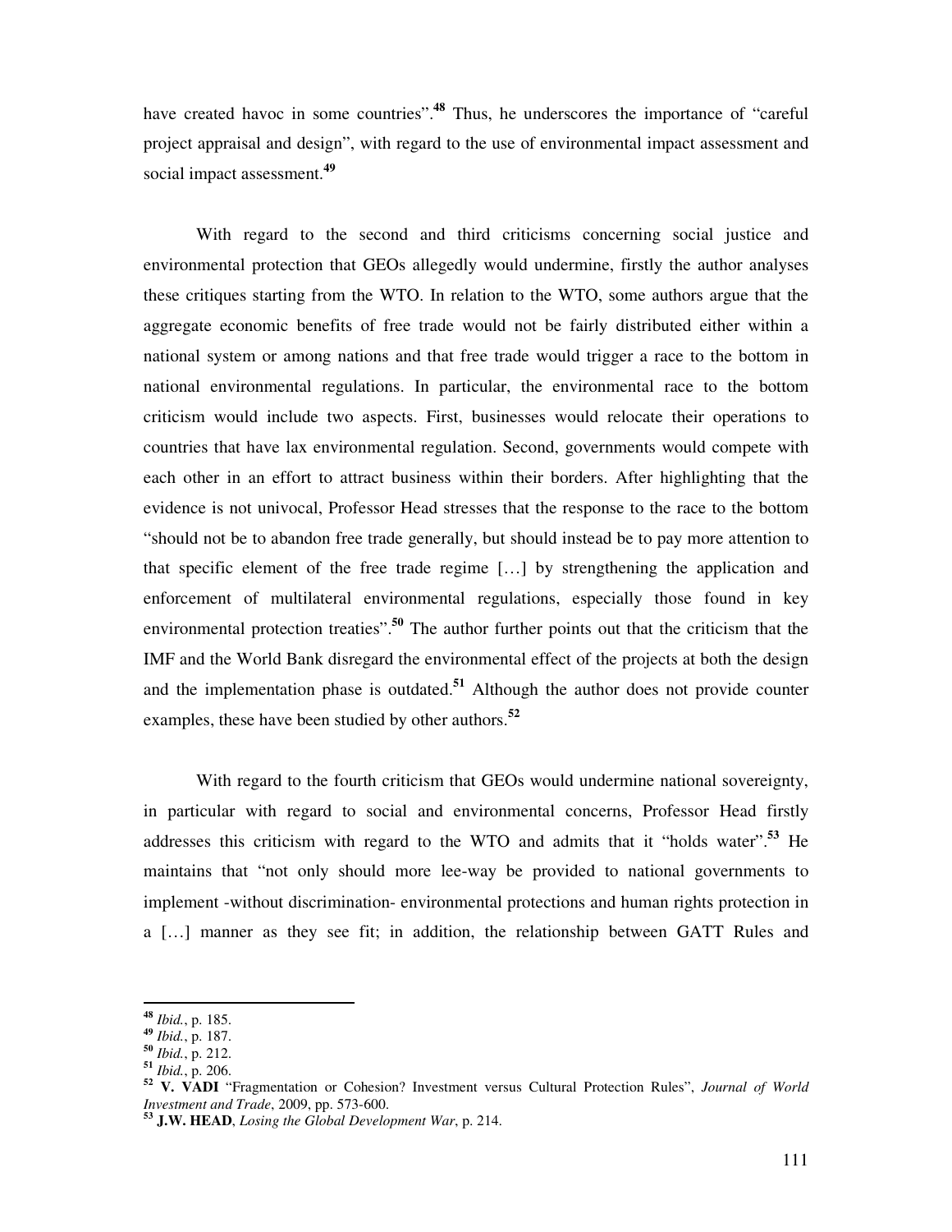have created havoc in some countries".[48] Thus, he underscores the importance of "careful project appraisal and design", with regard to the use of environmental impact assessment and social impact assessment.[49]

With regard to the second and third criticisms concerning social justice and environmental protection that GEOs allegedly would undermine, firstly the author analyses these critiques starting from the WTO. In relation to the WTO, some authors argue that the aggregate economic benefits of free trade would not be fairly distributed either within a national system or among nations and that free trade would trigger a race to the bottom in national environmental regulations. In particular, the environmental race to the bottom criticism would include two aspects. First, businesses would relocate their operations to countries that have lax environmental regulation. Second, governments would compete with each other in an effort to attract business within their borders. After highlighting that the evidence is not univocal, Professor Head stresses that the response to the race to the bottom "should not be to abandon free trade generally, but should instead be to pay more attention to that specific element of the free trade regime […] by strengthening the application and enforcement of multilateral environmental regulations, especially those found in key environmental protection treaties".[50] The author further points out that the criticism that the IMF and the World Bank disregard the environmental effect of the projects at both the design and the implementation phase is outdated.[51] Although the author does not provide counter examples, these have been studied by other authors.[52]

With regard to the fourth criticism that GEOs would undermine national sovereignty, in particular with regard to social and environmental concerns, Professor Head firstly addresses this criticism with regard to the WTO and admits that it "holds water".[53] He maintains that "not only should more lee-way be provided to national governments to implement -without discrimination- environmental protections and human rights protection in a […] manner as they see fit; in addition, the relationship between GATT Rules and

---

[48] *Ibid.*, p. 185.
[49] *Ibid.*, p. 187.
[50] *Ibid.*, p. 212.
[51] *Ibid.*, p. 206.
[52] **V. VADI** "Fragmentation or Cohesion? Investment versus Cultural Protection Rules", *Journal of World Investment and Trade*, 2009, pp. 573-600.
[53] **J.W. HEAD**, *Losing the Global Development War*, p. 214.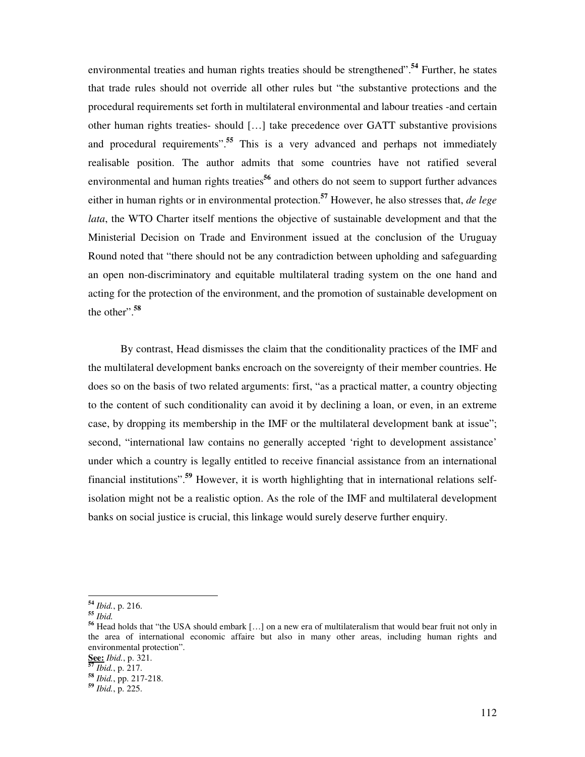environmental treaties and human rights treaties should be strengthened".[54] Further, he states that trade rules should not override all other rules but "the substantive protections and the procedural requirements set forth in multilateral environmental and labour treaties -and certain other human rights treaties- should […] take precedence over GATT substantive provisions and procedural requirements".[55] This is a very advanced and perhaps not immediately realisable position. The author admits that some countries have not ratified several environmental and human rights treaties[56] and others do not seem to support further advances either in human rights or in environmental protection.[57] However, he also stresses that, *de lege lata*, the WTO Charter itself mentions the objective of sustainable development and that the Ministerial Decision on Trade and Environment issued at the conclusion of the Uruguay Round noted that "there should not be any contradiction between upholding and safeguarding an open non-discriminatory and equitable multilateral trading system on the one hand and acting for the protection of the environment, and the promotion of sustainable development on the other".[58]

By contrast, Head dismisses the claim that the conditionality practices of the IMF and the multilateral development banks encroach on the sovereignty of their member countries. He does so on the basis of two related arguments: first, "as a practical matter, a country objecting to the content of such conditionality can avoid it by declining a loan, or even, in an extreme case, by dropping its membership in the IMF or the multilateral development bank at issue"; second, "international law contains no generally accepted 'right to development assistance' under which a country is legally entitled to receive financial assistance from an international financial institutions".[59] However, it is worth highlighting that in international relations self-isolation might not be a realistic option. As the role of the IMF and multilateral development banks on social justice is crucial, this linkage would surely deserve further enquiry.

---

[54] *Ibid.*, p. 216.

[55] *Ibid.*

[56] Head holds that "the USA should embark […] on a new era of multilateralism that would bear fruit not only in the area of international economic affaire but also in many other areas, including human rights and environmental protection".
**See:** *Ibid.*, p. 321.

[57] *Ibid.*, p. 217.

[58] *Ibid.*, pp. 217-218.

[59] *Ibid.*, p. 225.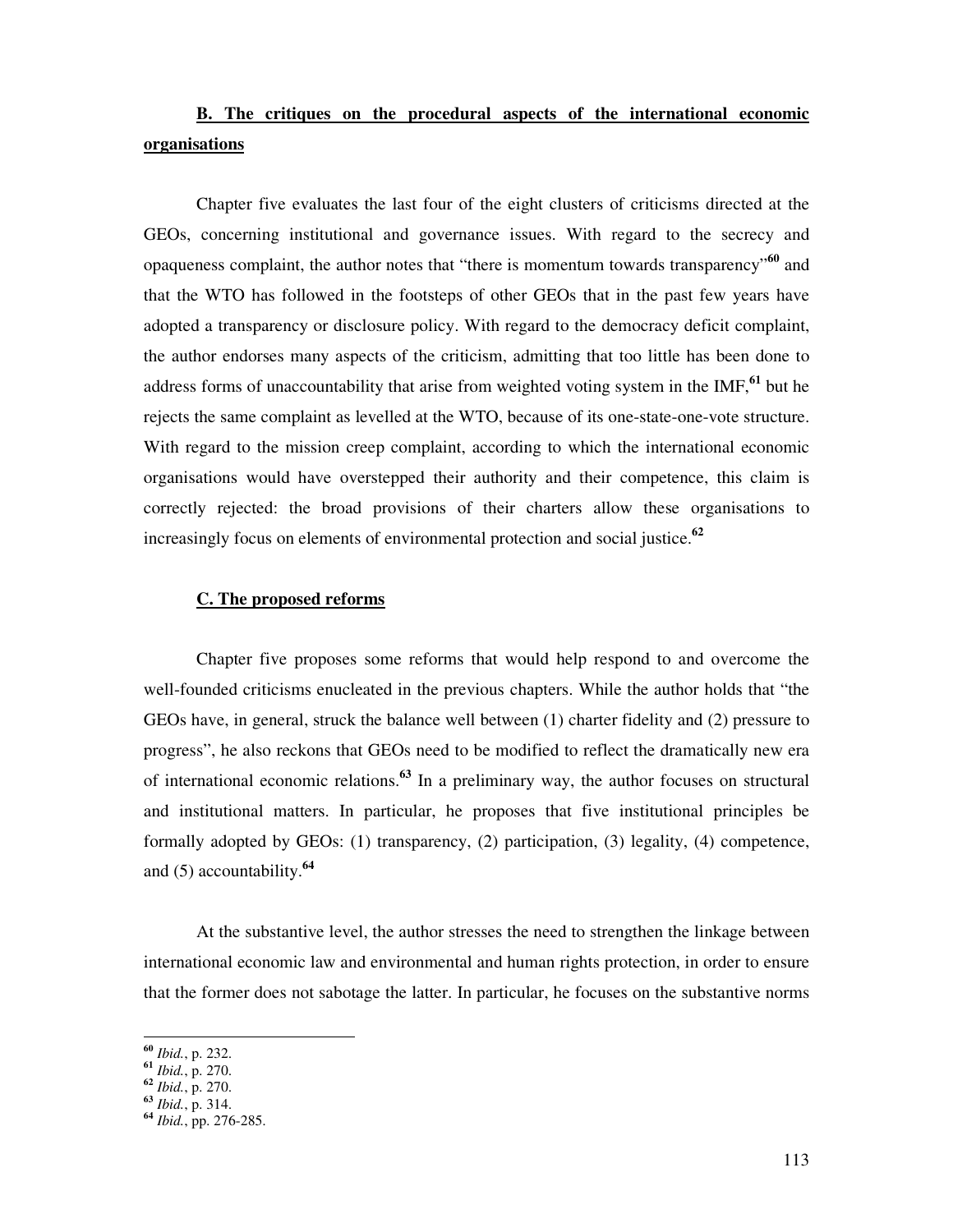**B. The critiques on the procedural aspects of the international economic organisations**

Chapter five evaluates the last four of the eight clusters of criticisms directed at the GEOs, concerning institutional and governance issues. With regard to the secrecy and opaqueness complaint, the author notes that "there is momentum towards transparency"[60] and that the WTO has followed in the footsteps of other GEOs that in the past few years have adopted a transparency or disclosure policy. With regard to the democracy deficit complaint, the author endorses many aspects of the criticism, admitting that too little has been done to address forms of unaccountability that arise from weighted voting system in the IMF,[61] but he rejects the same complaint as levelled at the WTO, because of its one-state-one-vote structure. With regard to the mission creep complaint, according to which the international economic organisations would have overstepped their authority and their competence, this claim is correctly rejected: the broad provisions of their charters allow these organisations to increasingly focus on elements of environmental protection and social justice.[62]

**C. The proposed reforms**

Chapter five proposes some reforms that would help respond to and overcome the well-founded criticisms enucleated in the previous chapters. While the author holds that "the GEOs have, in general, struck the balance well between (1) charter fidelity and (2) pressure to progress", he also reckons that GEOs need to be modified to reflect the dramatically new era of international economic relations.[63] In a preliminary way, the author focuses on structural and institutional matters. In particular, he proposes that five institutional principles be formally adopted by GEOs: (1) transparency, (2) participation, (3) legality, (4) competence, and (5) accountability.[64]

At the substantive level, the author stresses the need to strengthen the linkage between international economic law and environmental and human rights protection, in order to ensure that the former does not sabotage the latter. In particular, he focuses on the substantive norms

---

[60] *Ibid.*, p. 232.
[61] *Ibid.*, p. 270.
[62] *Ibid.*, p. 270.
[63] *Ibid.*, p. 314.
[64] *Ibid.*, pp. 276-285.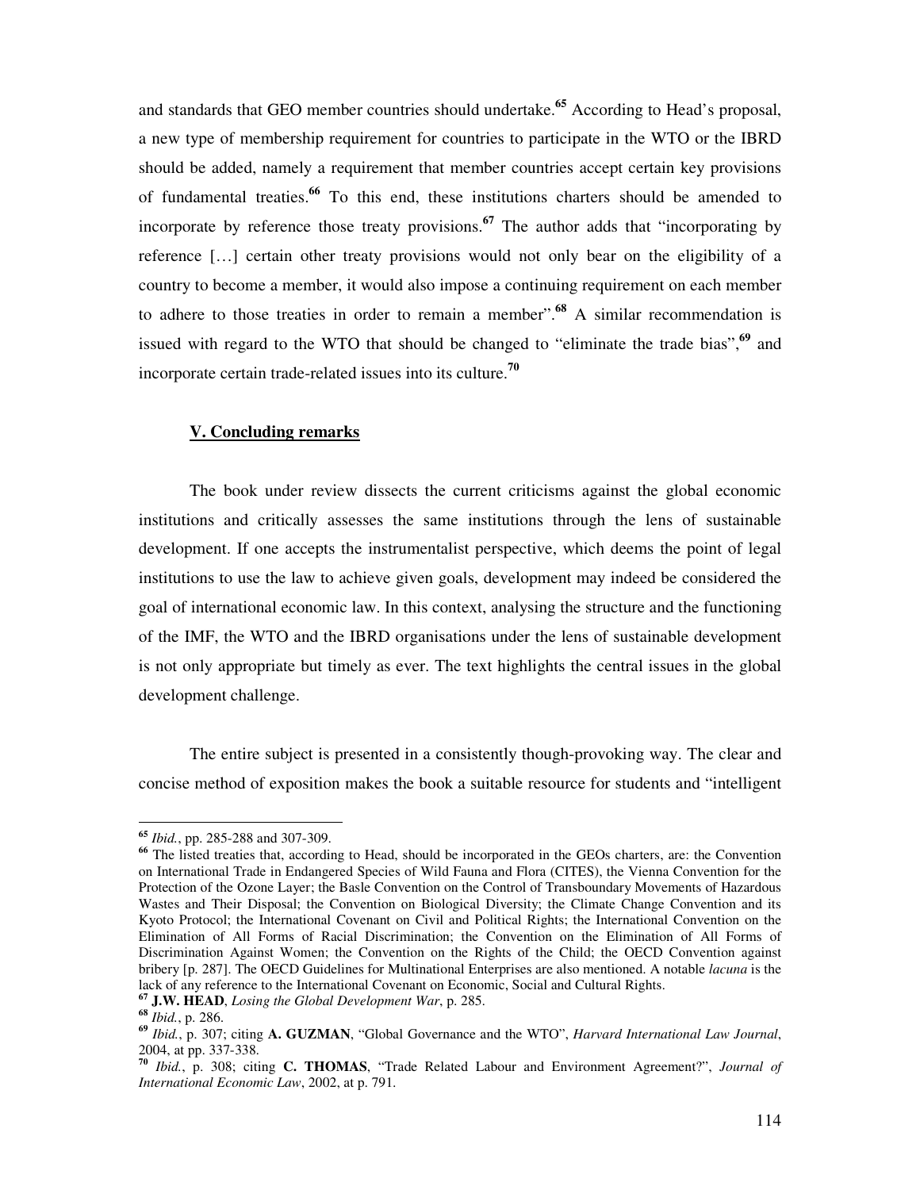and standards that GEO member countries should undertake.[65] According to Head's proposal, a new type of membership requirement for countries to participate in the WTO or the IBRD should be added, namely a requirement that member countries accept certain key provisions of fundamental treaties.[66] To this end, these institutions charters should be amended to incorporate by reference those treaty provisions.[67] The author adds that "incorporating by reference […] certain other treaty provisions would not only bear on the eligibility of a country to become a member, it would also impose a continuing requirement on each member to adhere to those treaties in order to remain a member".[68] A similar recommendation is issued with regard to the WTO that should be changed to "eliminate the trade bias",[69] and incorporate certain trade-related issues into its culture.[70]

## V. Concluding remarks

The book under review dissects the current criticisms against the global economic institutions and critically assesses the same institutions through the lens of sustainable development. If one accepts the instrumentalist perspective, which deems the point of legal institutions to use the law to achieve given goals, development may indeed be considered the goal of international economic law. In this context, analysing the structure and the functioning of the IMF, the WTO and the IBRD organisations under the lens of sustainable development is not only appropriate but timely as ever. The text highlights the central issues in the global development challenge.

The entire subject is presented in a consistently though-provoking way. The clear and concise method of exposition makes the book a suitable resource for students and "intelligent

---

[65] *Ibid.*, pp. 285-288 and 307-309.

[66] The listed treaties that, according to Head, should be incorporated in the GEOs charters, are: the Convention on International Trade in Endangered Species of Wild Fauna and Flora (CITES), the Vienna Convention for the Protection of the Ozone Layer; the Basle Convention on the Control of Transboundary Movements of Hazardous Wastes and Their Disposal; the Convention on Biological Diversity; the Climate Change Convention and its Kyoto Protocol; the International Covenant on Civil and Political Rights; the International Convention on the Elimination of All Forms of Racial Discrimination; the Convention on the Elimination of All Forms of Discrimination Against Women; the Convention on the Rights of the Child; the OECD Convention against bribery [p. 287]. The OECD Guidelines for Multinational Enterprises are also mentioned. A notable *lacuna* is the lack of any reference to the International Covenant on Economic, Social and Cultural Rights.

[67] **J.W. HEAD**, *Losing the Global Development War*, p. 285.

[68] *Ibid.*, p. 286.

[69] *Ibid.*, p. 307; citing **A. GUZMAN**, "Global Governance and the WTO", *Harvard International Law Journal*, 2004, at pp. 337-338.

[70] *Ibid.*, p. 308; citing **C. THOMAS**, "Trade Related Labour and Environment Agreement?", *Journal of International Economic Law*, 2002, at p. 791.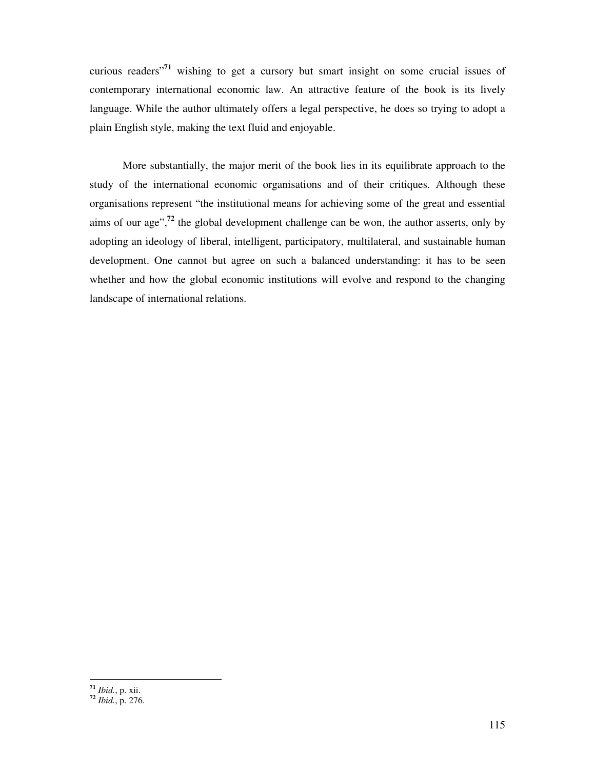curious readers"[71] wishing to get a cursory but smart insight on some crucial issues of contemporary international economic law. An attractive feature of the book is its lively language. While the author ultimately offers a legal perspective, he does so trying to adopt a plain English style, making the text fluid and enjoyable.

More substantially, the major merit of the book lies in its equilibrate approach to the study of the international economic organisations and of their critiques. Although these organisations represent "the institutional means for achieving some of the great and essential aims of our age",[72] the global development challenge can be won, the author asserts, only by adopting an ideology of liberal, intelligent, participatory, multilateral, and sustainable human development. One cannot but agree on such a balanced understanding: it has to be seen whether and how the global economic institutions will evolve and respond to the changing landscape of international relations.

---

[71] *Ibid.*, p. xii.

[72] *Ibid.*, p. 276.